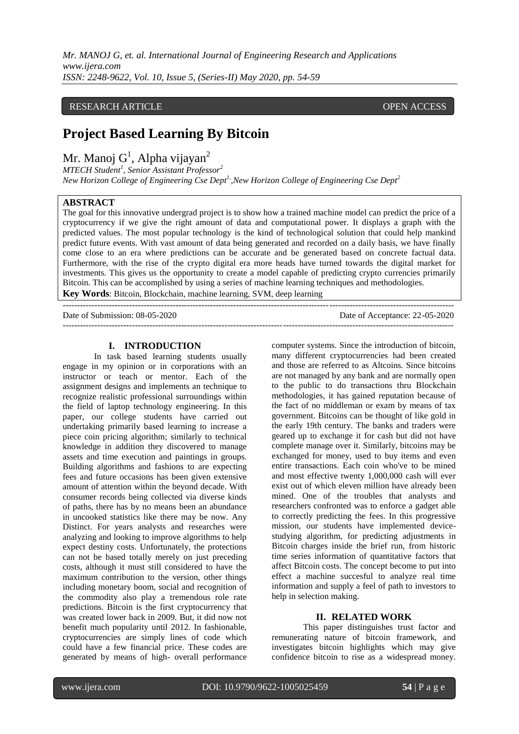RESEARCH ARTICLE OPEN ACCESS

# Project Based Learning By Bitcoin

Mr. Manoj G[1], Alpha vijayan[2]

*MTECH Student[1], Senior Assistant Professor[2]*

*New Horizon College of Engineering Cse Dept[1],New Horizon College of Engineering Cse Dept[2]*

**ABSTRACT**

The goal for this innovative undergrad project is to show how a trained machine model can predict the price of a cryptocurrency if we give the right amount of data and computational power. It displays a graph with the predicted values. The most popular technology is the kind of technological solution that could help mankind predict future events. With vast amount of data being generated and recorded on a daily basis, we have finally come close to an era where predictions can be accurate and be generated based on concrete factual data. Furthermore, with the rise of the crypto digital era more heads have turned towards the digital market for investments. This gives us the opportunity to create a model capable of predicting crypto currencies primarily Bitcoin. This can be accomplished by using a series of machine learning techniques and methodologies.

**Key Words**: Bitcoin, Blockchain, machine learning, SVM, deep learning

Date of Submission: 08-05-2020 Date of Acceptance: 22-05-2020

## I. INTRODUCTION

In task based learning students usually engage in my opinion or in corporations with an instructor or teach or mentor. Each of the assignment designs and implements an technique to recognize realistic professional surroundings within the field of laptop technology engineering. In this paper, our college students have carried out undertaking primarily based learning to increase a piece coin pricing algorithm; similarly to technical knowledge in addition they discovered to manage assets and time execution and paintings in groups. Building algorithms and fashions to are expecting fees and future occasions has been given extensive amount of attention within the beyond decade. With consumer records being collected via diverse kinds of paths, there has by no means been an abundance in uncooked statistics like there may be now. Any Distinct. For years analysts and researches were analyzing and looking to improve algorithms to help expect destiny costs. Unfortunately, the protections can not be based totally merely on just preceding costs, although it must still considered to have the maximum contribution to the version, other things including monetary boom, social and recognition of the commodity also play a tremendous role rate predictions. Bitcoin is the first cryptocurrency that was created lower back in 2009. But, it did now not benefit much popularity until 2012. In fashionable, cryptocurrencies are simply lines of code which could have a few financial price. These codes are generated by means of high- overall performance computer systems. Since the introduction of bitcoin, many different cryptocurrencies had been created and those are referred to as Altcoins. Since bitcoins are not managed by any bank and are normally open to the public to do transactions thru Blockchain methodologies, it has gained reputation because of the fact of no middleman or exam by means of tax government. Bitcoins can be thought of like gold in the early 19th century. The banks and traders were geared up to exchange it for cash but did not have complete manage over it. Similarly, bitcoins may be exchanged for money, used to buy items and even entire transactions. Each coin who've to be mined and most effective twenty 1,000,000 cash will ever exist out of which eleven million have already been mined. One of the troubles that analysts and researchers confronted was to enforce a gadget able to correctly predicting the fees. In this progressive mission, our students have implemented device-studying algorithm, for predicting adjustments in Bitcoin charges inside the brief run, from historic time series information of quantitative factors that affect Bitcoin costs. The concept become to put into effect a machine succesful to analyze real time information and supply a feel of path to investors to help in selection making.

## II. RELATED WORK

This paper distinguishes trust factor and remunerating nature of bitcoin framework, and investigates bitcoin highlights which may give confidence bitcoin to rise as a widespread money.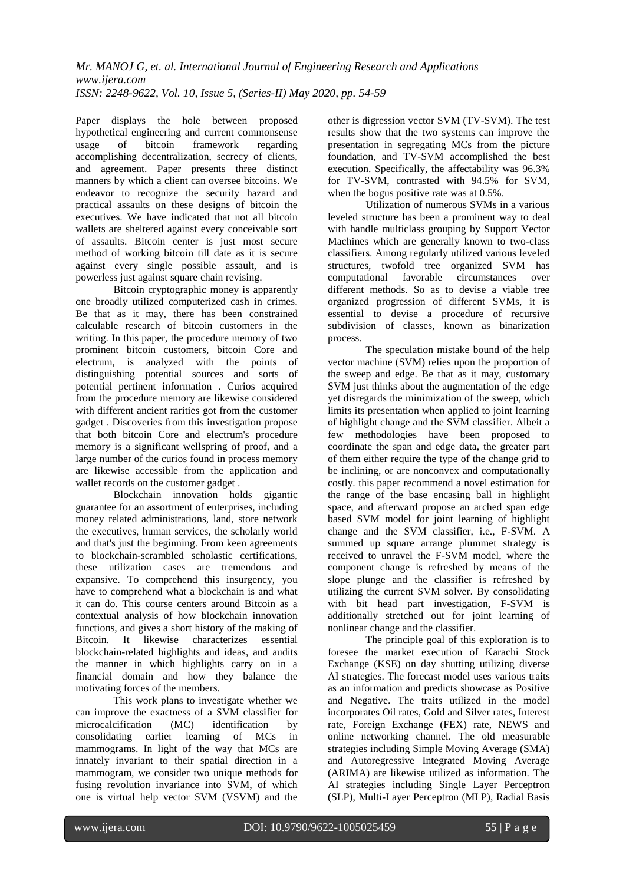Paper displays the hole between proposed hypothetical engineering and current commonsense usage of bitcoin framework regarding accomplishing decentralization, secrecy of clients, and agreement. Paper presents three distinct manners by which a client can oversee bitcoins. We endeavor to recognize the security hazard and practical assaults on these designs of bitcoin the executives. We have indicated that not all bitcoin wallets are sheltered against every conceivable sort of assaults. Bitcoin center is just most secure method of working bitcoin till date as it is secure against every single possible assault, and is powerless just against square chain revising.

Bitcoin cryptographic money is apparently one broadly utilized computerized cash in crimes. Be that as it may, there has been constrained calculable research of bitcoin customers in the writing. In this paper, the procedure memory of two prominent bitcoin customers, bitcoin Core and electrum, is analyzed with the points of distinguishing potential sources and sorts of potential pertinent information . Curios acquired from the procedure memory are likewise considered with different ancient rarities got from the customer gadget . Discoveries from this investigation propose that both bitcoin Core and electrum's procedure memory is a significant wellspring of proof, and a large number of the curios found in process memory are likewise accessible from the application and wallet records on the customer gadget .

Blockchain innovation holds gigantic guarantee for an assortment of enterprises, including money related administrations, land, store network the executives, human services, the scholarly world and that's just the beginning. From keen agreements to blockchain-scrambled scholastic certifications, these utilization cases are tremendous and expansive. To comprehend this insurgency, you have to comprehend what a blockchain is and what it can do. This course centers around Bitcoin as a contextual analysis of how blockchain innovation functions, and gives a short history of the making of Bitcoin. It likewise characterizes essential blockchain-related highlights and ideas, and audits the manner in which highlights carry on in a financial domain and how they balance the motivating forces of the members.

This work plans to investigate whether we can improve the exactness of a SVM classifier for microcalcification (MC) identification by consolidating earlier learning of MCs in mammograms. In light of the way that MCs are innately invariant to their spatial direction in a mammogram, we consider two unique methods for fusing revolution invariance into SVM, of which one is virtual help vector SVM (VSVM) and the other is digression vector SVM (TV-SVM). The test results show that the two systems can improve the presentation in segregating MCs from the picture foundation, and TV-SVM accomplished the best execution. Specifically, the affectability was 96.3% for TV-SVM, contrasted with 94.5% for SVM, when the bogus positive rate was at 0.5%.

Utilization of numerous SVMs in a various leveled structure has been a prominent way to deal with handle multiclass grouping by Support Vector Machines which are generally known to two-class classifiers. Among regularly utilized various leveled structures, twofold tree organized SVM has computational favorable circumstances over different methods. So as to devise a viable tree organized progression of different SVMs, it is essential to devise a procedure of recursive subdivision of classes, known as binarization process.

The speculation mistake bound of the help vector machine (SVM) relies upon the proportion of the sweep and edge. Be that as it may, customary SVM just thinks about the augmentation of the edge yet disregards the minimization of the sweep, which limits its presentation when applied to joint learning of highlight change and the SVM classifier. Albeit a few methodologies have been proposed to coordinate the span and edge data, the greater part of them either require the type of the change grid to be inclining, or are nonconvex and computationally costly. this paper recommend a novel estimation for the range of the base encasing ball in highlight space, and afterward propose an arched span edge based SVM model for joint learning of highlight change and the SVM classifier, i.e., F-SVM. A summed up square arrange plummet strategy is received to unravel the F-SVM model, where the component change is refreshed by means of the slope plunge and the classifier is refreshed by utilizing the current SVM solver. By consolidating with bit head part investigation, F-SVM is additionally stretched out for joint learning of nonlinear change and the classifier.

The principle goal of this exploration is to foresee the market execution of Karachi Stock Exchange (KSE) on day shutting utilizing diverse AI strategies. The forecast model uses various traits as an information and predicts showcase as Positive and Negative. The traits utilized in the model incorporates Oil rates, Gold and Silver rates, Interest rate, Foreign Exchange (FEX) rate, NEWS and online networking channel. The old measurable strategies including Simple Moving Average (SMA) and Autoregressive Integrated Moving Average (ARIMA) are likewise utilized as information. The AI strategies including Single Layer Perceptron (SLP), Multi-Layer Perceptron (MLP), Radial Basis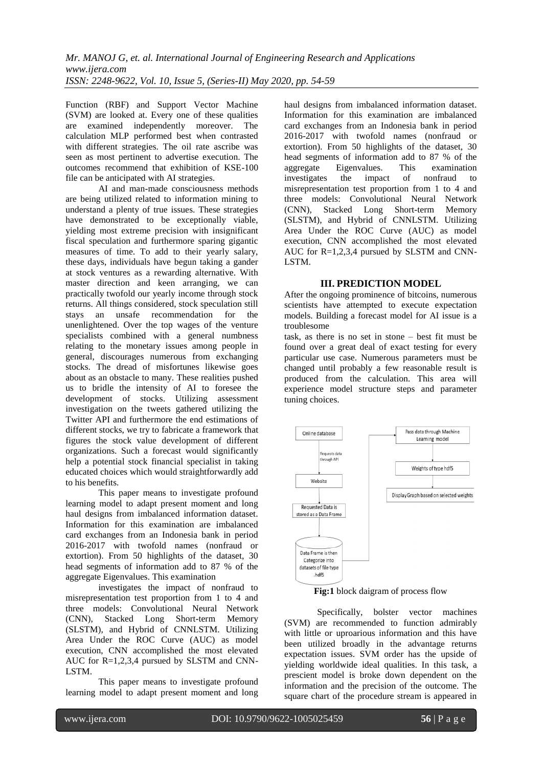Function (RBF) and Support Vector Machine (SVM) are looked at. Every one of these qualities are examined independently moreover. The calculation MLP performed best when contrasted with different strategies. The oil rate ascribe was seen as most pertinent to advertise execution. The outcomes recommend that exhibition of KSE-100 file can be anticipated with AI strategies.

AI and man-made consciousness methods are being utilized related to information mining to understand a plenty of true issues. These strategies have demonstrated to be exceptionally viable, yielding most extreme precision with insignificant fiscal speculation and furthermore sparing gigantic measures of time. To add to their yearly salary, these days, individuals have begun taking a gander at stock ventures as a rewarding alternative. With master direction and keen arranging, we can practically twofold our yearly income through stock returns. All things considered, stock speculation still stays an unsafe recommendation for the unenlightened. Over the top wages of the venture specialists combined with a general numbness relating to the monetary issues among people in general, discourages numerous from exchanging stocks. The dread of misfortunes likewise goes about as an obstacle to many. These realities pushed us to bridle the intensity of AI to foresee the development of stocks. Utilizing assessment investigation on the tweets gathered utilizing the Twitter API and furthermore the end estimations of different stocks, we try to fabricate a framework that figures the stock value development of different organizations. Such a forecast would significantly help a potential stock financial specialist in taking educated choices which would straightforwardly add to his benefits.

This paper means to investigate profound learning model to adapt present moment and long haul designs from imbalanced information dataset. Information for this examination are imbalanced card exchanges from an Indonesia bank in period 2016-2017 with twofold names (nonfraud or extortion). From 50 highlights of the dataset, 30 head segments of information add to 87 % of the aggregate Eigenvalues. This examination

investigates the impact of nonfraud to misrepresentation test proportion from 1 to 4 and three models: Convolutional Neural Network (CNN), Stacked Long Short-term Memory (SLSTM), and Hybrid of CNNLSTM. Utilizing Area Under the ROC Curve (AUC) as model execution, CNN accomplished the most elevated AUC for R=1,2,3,4 pursued by SLSTM and CNN-LSTM.

This paper means to investigate profound learning model to adapt present moment and long haul designs from imbalanced information dataset. Information for this examination are imbalanced card exchanges from an Indonesia bank in period 2016-2017 with twofold names (nonfraud or extortion). From 50 highlights of the dataset, 30 head segments of information add to 87 % of the aggregate Eigenvalues. This examination investigates the impact of nonfraud to misrepresentation test proportion from 1 to 4 and three models: Convolutional Neural Network (CNN), Stacked Long Short-term Memory (SLSTM), and Hybrid of CNNLSTM. Utilizing Area Under the ROC Curve (AUC) as model execution, CNN accomplished the most elevated AUC for R=1,2,3,4 pursued by SLSTM and CNN-LSTM.

## III. PREDICTION MODEL

After the ongoing prominence of bitcoins, numerous scientists have attempted to execute expectation models. Building a forecast model for AI issue is a troublesome task, as there is no set in stone – best fit must be found over a great deal of exact testing for every particular use case. Numerous parameters must be changed until probably a few reasonable result is produced from the calculation. This area will experience model structure steps and parameter tuning choices.

Online database → (Requests data through API) → Website → Requested Data is stored as a Data Frame → Data Frame is then Categorize into datasets of file type .hdf5 → Pass data through Machine Learning model → Weights of type hdf5 → Display Graph based on selected weights

**Fig:1** block daigram of process flow

Specifically, bolster vector machines (SVM) are recommended to function admirably with little or uproarious information and this have been utilized broadly in the advantage returns expectation issues. SVM order has the upside of yielding worldwide ideal qualities. In this task, a prescient model is broke down dependent on the information and the precision of the outcome. The square chart of the procedure stream is appeared in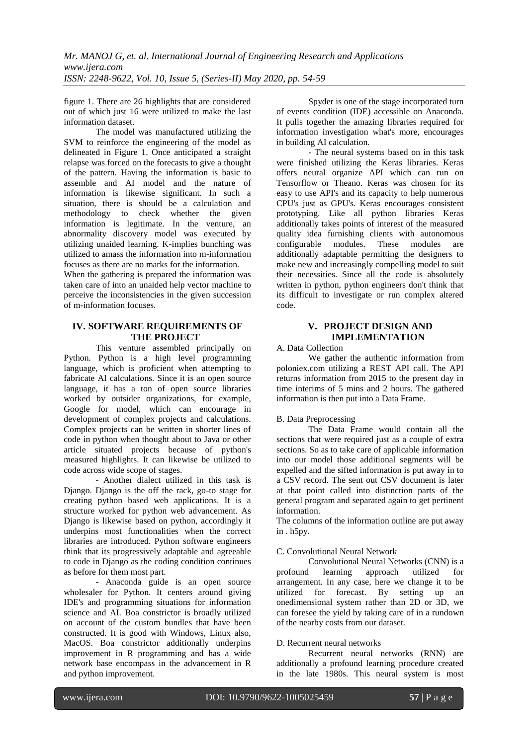figure 1. There are 26 highlights that are considered out of which just 16 were utilized to make the last information dataset.

The model was manufactured utilizing the SVM to reinforce the engineering of the model as delineated in Figure 1. Once anticipated a straight relapse was forced on the forecasts to give a thought of the pattern. Having the information is basic to assemble and AI model and the nature of information is likewise significant. In such a situation, there is should be a calculation and methodology to check whether the given information is legitimate. In the venture, an abnormality discovery model was executed by utilizing unaided learning. K-implies bunching was utilized to amass the information into m-information focuses as there are no marks for the information.

When the gathering is prepared the information was taken care of into an unaided help vector machine to perceive the inconsistencies in the given succession of m-information focuses.

## IV. SOFTWARE REQUIREMENTS OF THE PROJECT

This venture assembled principally on Python. Python is a high level programming language, which is proficient when attempting to fabricate AI calculations. Since it is an open source language, it has a ton of open source libraries worked by outsider organizations, for example, Google for model, which can encourage in development of complex projects and calculations. Complex projects can be written in shorter lines of code in python when thought about to Java or other article situated projects because of python's measured highlights. It can likewise be utilized to code across wide scope of stages.

- Another dialect utilized in this task is Django. Django is the off the rack, go-to stage for creating python based web applications. It is a structure worked for python web advancement. As Django is likewise based on python, accordingly it underpins most functionalities when the correct libraries are introduced. Python software engineers think that its progressively adaptable and agreeable to code in Django as the coding condition continues as before for them most part.

- Anaconda guide is an open source wholesaler for Python. It centers around giving IDE's and programming situations for information science and AI. Boa constrictor is broadly utilized on account of the custom bundles that have been constructed. It is good with Windows, Linux also, MacOS. Boa constrictor additionally underpins improvement in R programming and has a wide network base encompass in the advancement in R and python improvement.

Spyder is one of the stage incorporated turn of events condition (IDE) accessible on Anaconda. It pulls together the amazing libraries required for information investigation what's more, encourages in building AI calculation.

- The neural systems based on in this task were finished utilizing the Keras libraries. Keras offers neural organize API which can run on Tensorflow or Theano. Keras was chosen for its easy to use API's and its capacity to help numerous CPU's just as GPU's. Keras encourages consistent prototyping. Like all python libraries Keras additionally takes points of interest of the measured quality idea furnishing clients with autonomous configurable modules. These modules are additionally adaptable permitting the designers to make new and increasingly compelling model to suit their necessities. Since all the code is absolutely written in python, python engineers don't think that its difficult to investigate or run complex altered code.

## V. PROJECT DESIGN AND IMPLEMENTATION

### A. Data Collection

We gather the authentic information from poloniex.com utilizing a REST API call. The API returns information from 2015 to the present day in time interims of 5 mins and 2 hours. The gathered information is then put into a Data Frame.

### B. Data Preprocessing

The Data Frame would contain all the sections that were required just as a couple of extra sections. So as to take care of applicable information into our model those additional segments will be expelled and the sifted information is put away in to a CSV record. The sent out CSV document is later at that point called into distinction parts of the general program and separated again to get pertinent information.

The columns of the information outline are put away in . h5py.

### C. Convolutional Neural Network

Convolutional Neural Networks (CNN) is a profound learning approach utilized for arrangement. In any case, here we change it to be utilized for forecast. By setting up an onedimensional system rather than 2D or 3D, we can foresee the yield by taking care of in a rundown of the nearby costs from our dataset.

### D. Recurrent neural networks

Recurrent neural networks (RNN) are additionally a profound learning procedure created in the late 1980s. This neural system is most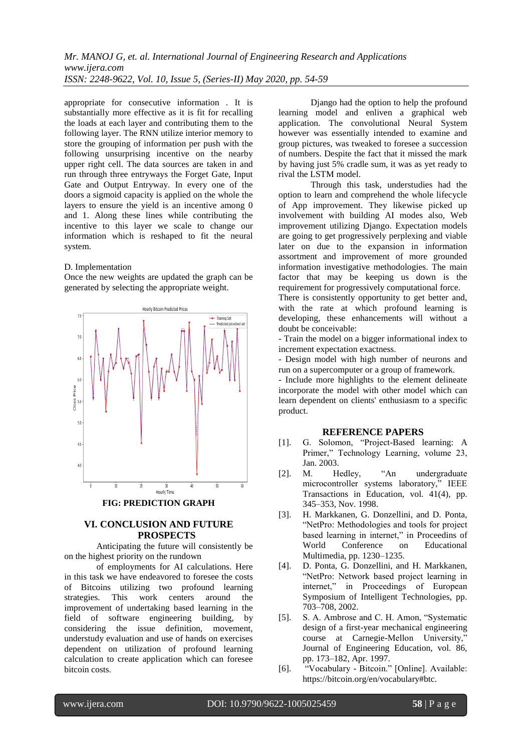appropriate for consecutive information . It is substantially more effective as it is fit for recalling the loads at each layer and contributing them to the following layer. The RNN utilize interior memory to store the grouping of information per push with the following unsurprising incentive on the nearby upper right cell. The data sources are taken in and run through three entryways the Forget Gate, Input Gate and Output Entryway. In every one of the doors a sigmoid capacity is applied on the whole the layers to ensure the yield is an incentive among 0 and 1. Along these lines while contributing the incentive to this layer we scale to change our information which is reshaped to fit the neural system.

D. Implementation

Once the new weights are updated the graph can be generated by selecting the appropriate weight.

**FIG: PREDICTION GRAPH**

## VI. CONCLUSION AND FUTURE PROSPECTS

Anticipating the future will consistently be on the highest priority on the rundown

of employments for AI calculations. Here in this task we have endeavored to foresee the costs of Bitcoins utilizing two profound learning strategies. This work centers around the improvement of undertaking based learning in the field of software engineering building, by considering the issue definition, movement, understudy evaluation and use of hands on exercises dependent on utilization of profound learning calculation to create application which can foresee bitcoin costs.

Django had the option to help the profound learning model and enliven a graphical web application. The convolutional Neural System however was essentially intended to examine and group pictures, was tweaked to foresee a succession of numbers. Despite the fact that it missed the mark by having just 5% cradle sum, it was as yet ready to rival the LSTM model.

Through this task, understudies had the option to learn and comprehend the whole lifecycle of App improvement. They likewise picked up involvement with building AI modes also, Web improvement utilizing Django. Expectation models are going to get progressively perplexing and viable later on due to the expansion in information assortment and improvement of more grounded information investigative methodologies. The main factor that may be keeping us down is the requirement for progressively computational force.

There is consistently opportunity to get better and, with the rate at which profound learning is developing, these enhancements will without a doubt be conceivable:

- Train the model on a bigger informational index to increment expectation exactness.
- Design model with high number of neurons and run on a supercomputer or a group of framework.
- Include more highlights to the element delineate incorporate the model with other model which can learn dependent on clients' enthusiasm to a specific product.

## REFERENCE PAPERS

[1]. G. Solomon, "Project-Based learning: A Primer," Technology Learning, volume 23, Jan. 2003.

[2]. M. Hedley, "An undergraduate microcontroller systems laboratory," IEEE Transactions in Education, vol. 41(4), pp. 345–353, Nov. 1998.

[3]. H. Markkanen, G. Donzellini, and D. Ponta, "NetPro: Methodologies and tools for project based learning in internet," in Proceedins of World Conference on Educational Multimedia, pp. 1230–1235.

[4]. D. Ponta, G. Donzellini, and H. Markkanen, "NetPro: Network based project learning in internet," in Proceedings of European Symposium of Intelligent Technologies, pp. 703–708, 2002.

[5]. S. A. Ambrose and C. H. Amon, "Systematic design of a first-year mechanical engineering course at Carnegie-Mellon University," Journal of Engineering Education, vol. 86, pp. 173–182, Apr. 1997.

[6]. "Vocabulary - Bitcoin." [Online]. Available: https://bitcoin.org/en/vocabulary#btc.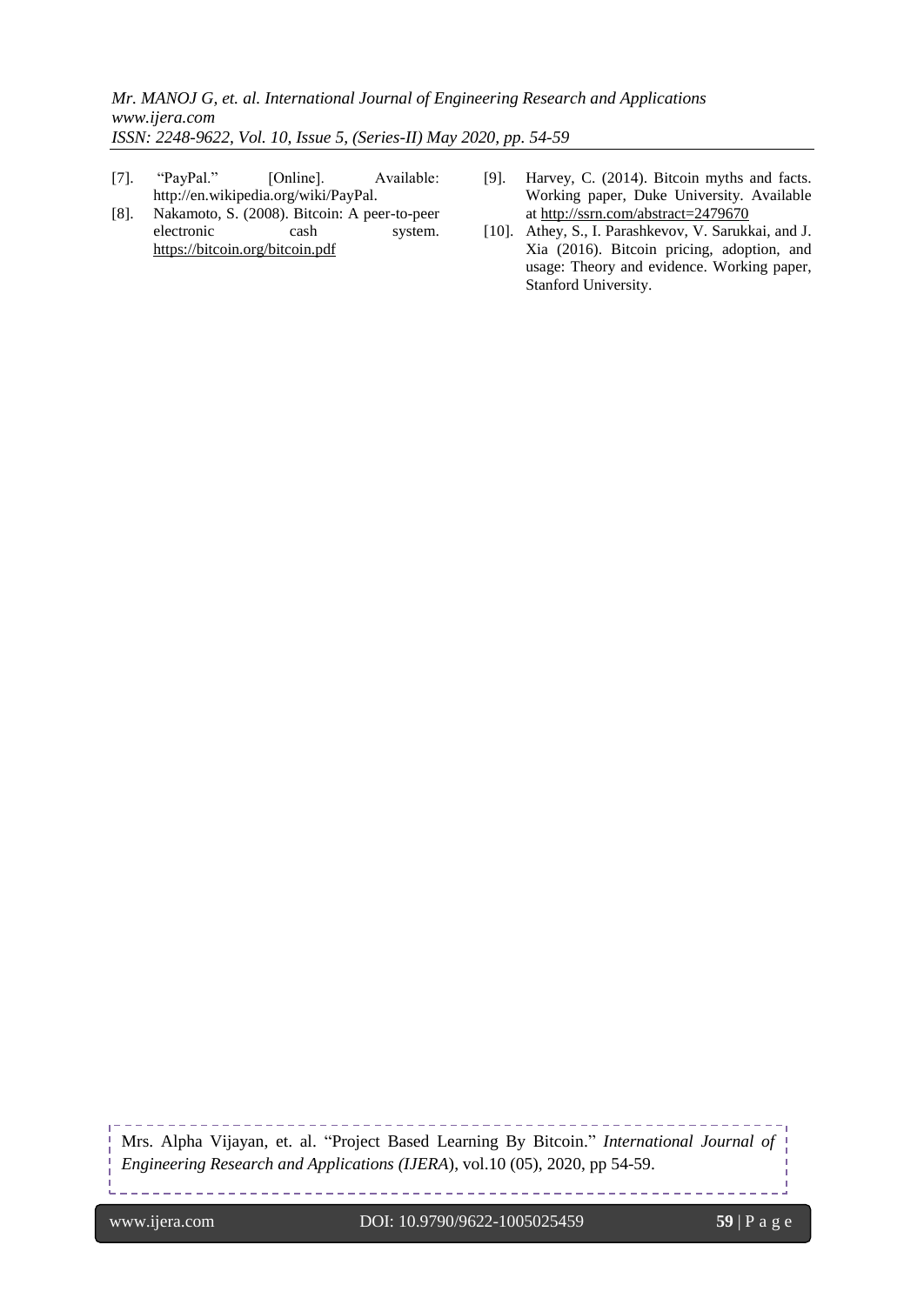[7]. "PayPal." [Online]. Available: http://en.wikipedia.org/wiki/PayPal.

[8]. Nakamoto, S. (2008). Bitcoin: A peer-to-peer electronic cash system. https://bitcoin.org/bitcoin.pdf

[9]. Harvey, C. (2014). Bitcoin myths and facts. Working paper, Duke University. Available at http://ssrn.com/abstract=2479670

[10]. Athey, S., I. Parashkevov, V. Sarukkai, and J. Xia (2016). Bitcoin pricing, adoption, and usage: Theory and evidence. Working paper, Stanford University.

Mrs. Alpha Vijayan, et. al. "Project Based Learning By Bitcoin." *International Journal of Engineering Research and Applications (IJERA)*, vol.10 (05), 2020, pp 54-59.